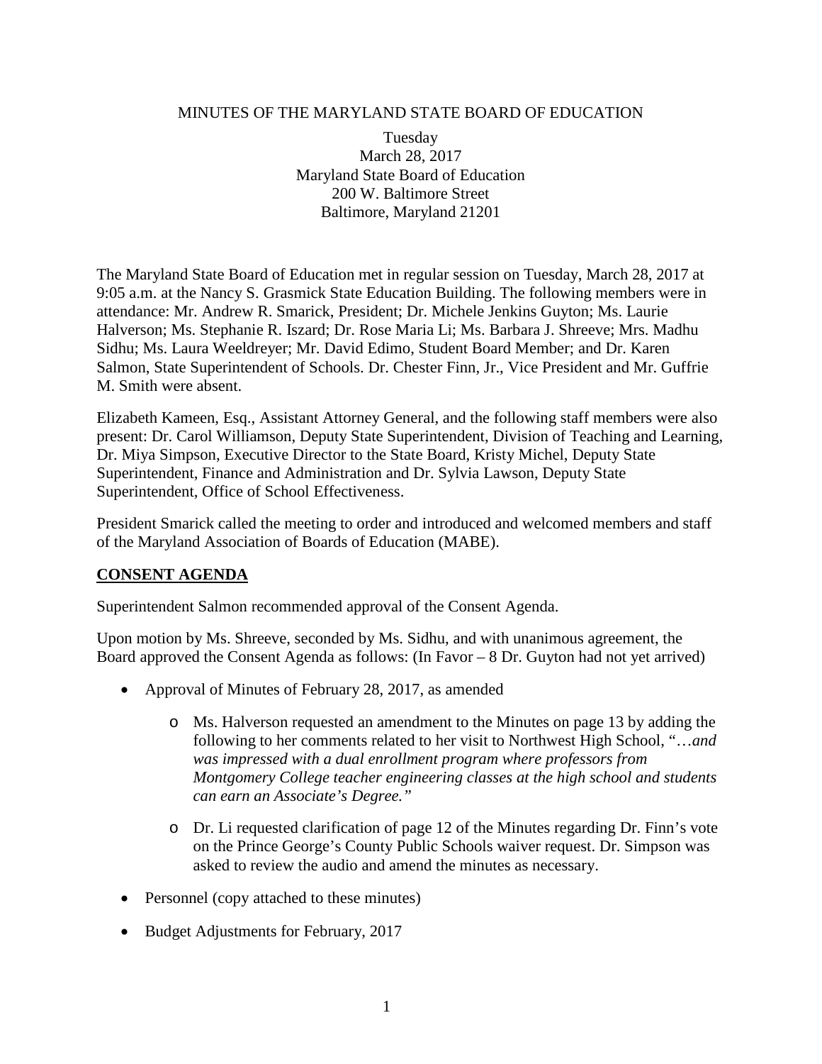MINUTES OF THE MARYLAND STATE BOARD OF EDUCATION

Tuesday
March 28, 2017
Maryland State Board of Education
200 W. Baltimore Street
Baltimore, Maryland 21201

The Maryland State Board of Education met in regular session on Tuesday, March 28, 2017 at 9:05 a.m. at the Nancy S. Grasmick State Education Building. The following members were in attendance: Mr. Andrew R. Smarick, President; Dr. Michele Jenkins Guyton; Ms. Laurie Halverson; Ms. Stephanie R. Iszard; Dr. Rose Maria Li; Ms. Barbara J. Shreeve; Mrs. Madhu Sidhu; Ms. Laura Weeldreyer; Mr. David Edimo, Student Board Member; and Dr. Karen Salmon, State Superintendent of Schools. Dr. Chester Finn, Jr., Vice President and Mr. Guffrie M. Smith were absent.

Elizabeth Kameen, Esq., Assistant Attorney General, and the following staff members were also present: Dr. Carol Williamson, Deputy State Superintendent, Division of Teaching and Learning, Dr. Miya Simpson, Executive Director to the State Board, Kristy Michel, Deputy State Superintendent, Finance and Administration and Dr. Sylvia Lawson, Deputy State Superintendent, Office of School Effectiveness.

President Smarick called the meeting to order and introduced and welcomed members and staff of the Maryland Association of Boards of Education (MABE).

## CONSENT AGENDA

Superintendent Salmon recommended approval of the Consent Agenda.

Upon motion by Ms. Shreeve, seconded by Ms. Sidhu, and with unanimous agreement, the Board approved the Consent Agenda as follows: (In Favor – 8 Dr. Guyton had not yet arrived)

- Approval of Minutes of February 28, 2017, as amended
  - Ms. Halverson requested an amendment to the Minutes on page 13 by adding the following to her comments related to her visit to Northwest High School, "…*and was impressed with a dual enrollment program where professors from Montgomery College teacher engineering classes at the high school and students can earn an Associate's Degree."*
  - Dr. Li requested clarification of page 12 of the Minutes regarding Dr. Finn's vote on the Prince George's County Public Schools waiver request. Dr. Simpson was asked to review the audio and amend the minutes as necessary.
- Personnel (copy attached to these minutes)
- Budget Adjustments for February, 2017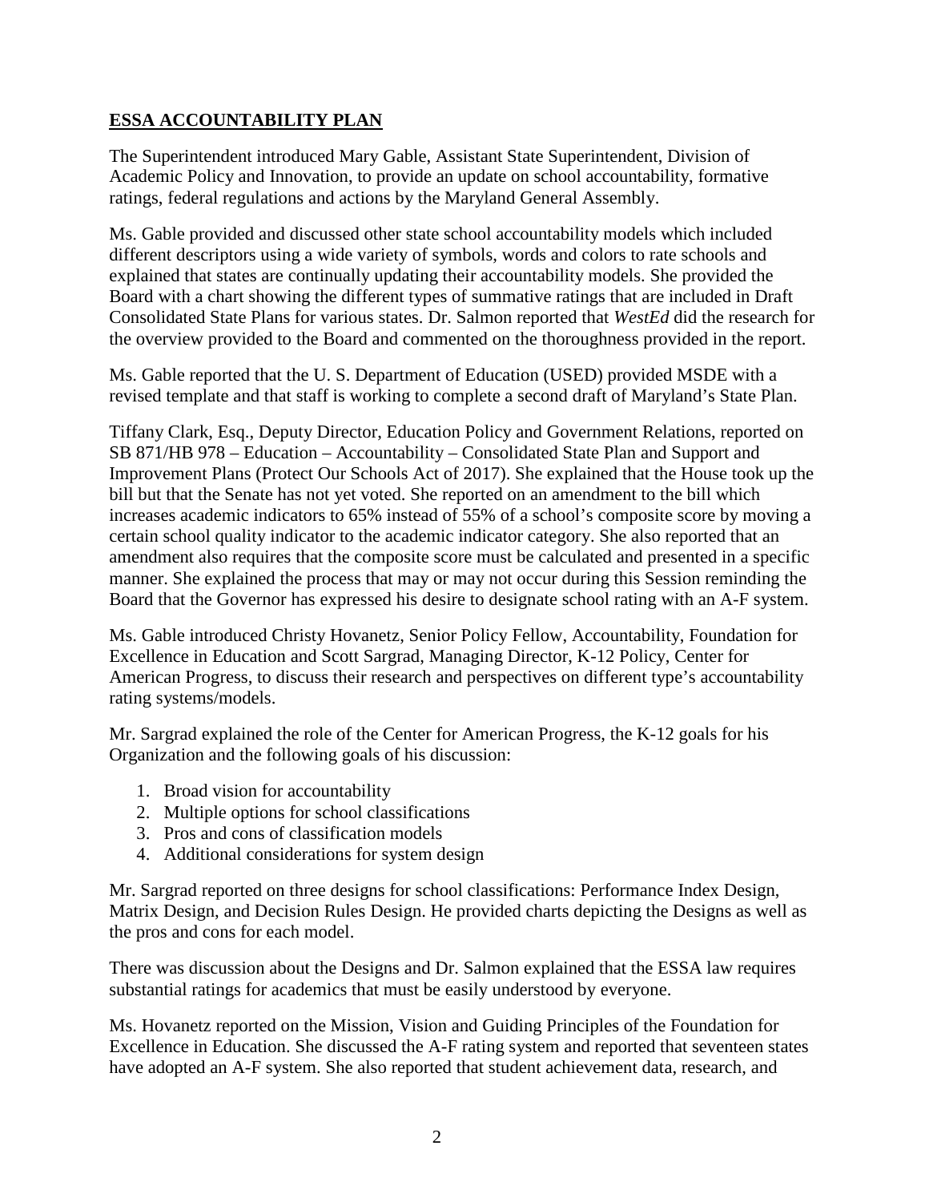## ESSA ACCOUNTABILITY PLAN

The Superintendent introduced Mary Gable, Assistant State Superintendent, Division of Academic Policy and Innovation, to provide an update on school accountability, formative ratings, federal regulations and actions by the Maryland General Assembly.

Ms. Gable provided and discussed other state school accountability models which included different descriptors using a wide variety of symbols, words and colors to rate schools and explained that states are continually updating their accountability models. She provided the Board with a chart showing the different types of summative ratings that are included in Draft Consolidated State Plans for various states. Dr. Salmon reported that *WestEd* did the research for the overview provided to the Board and commented on the thoroughness provided in the report.

Ms. Gable reported that the U. S. Department of Education (USED) provided MSDE with a revised template and that staff is working to complete a second draft of Maryland's State Plan.

Tiffany Clark, Esq., Deputy Director, Education Policy and Government Relations, reported on SB 871/HB 978 – Education – Accountability – Consolidated State Plan and Support and Improvement Plans (Protect Our Schools Act of 2017). She explained that the House took up the bill but that the Senate has not yet voted. She reported on an amendment to the bill which increases academic indicators to 65% instead of 55% of a school's composite score by moving a certain school quality indicator to the academic indicator category. She also reported that an amendment also requires that the composite score must be calculated and presented in a specific manner. She explained the process that may or may not occur during this Session reminding the Board that the Governor has expressed his desire to designate school rating with an A-F system.

Ms. Gable introduced Christy Hovanetz, Senior Policy Fellow, Accountability, Foundation for Excellence in Education and Scott Sargrad, Managing Director, K-12 Policy, Center for American Progress, to discuss their research and perspectives on different type's accountability rating systems/models.

Mr. Sargrad explained the role of the Center for American Progress, the K-12 goals for his Organization and the following goals of his discussion:

1. Broad vision for accountability
2. Multiple options for school classifications
3. Pros and cons of classification models
4. Additional considerations for system design

Mr. Sargrad reported on three designs for school classifications: Performance Index Design, Matrix Design, and Decision Rules Design. He provided charts depicting the Designs as well as the pros and cons for each model.

There was discussion about the Designs and Dr. Salmon explained that the ESSA law requires substantial ratings for academics that must be easily understood by everyone.

Ms. Hovanetz reported on the Mission, Vision and Guiding Principles of the Foundation for Excellence in Education. She discussed the A-F rating system and reported that seventeen states have adopted an A-F system. She also reported that student achievement data, research, and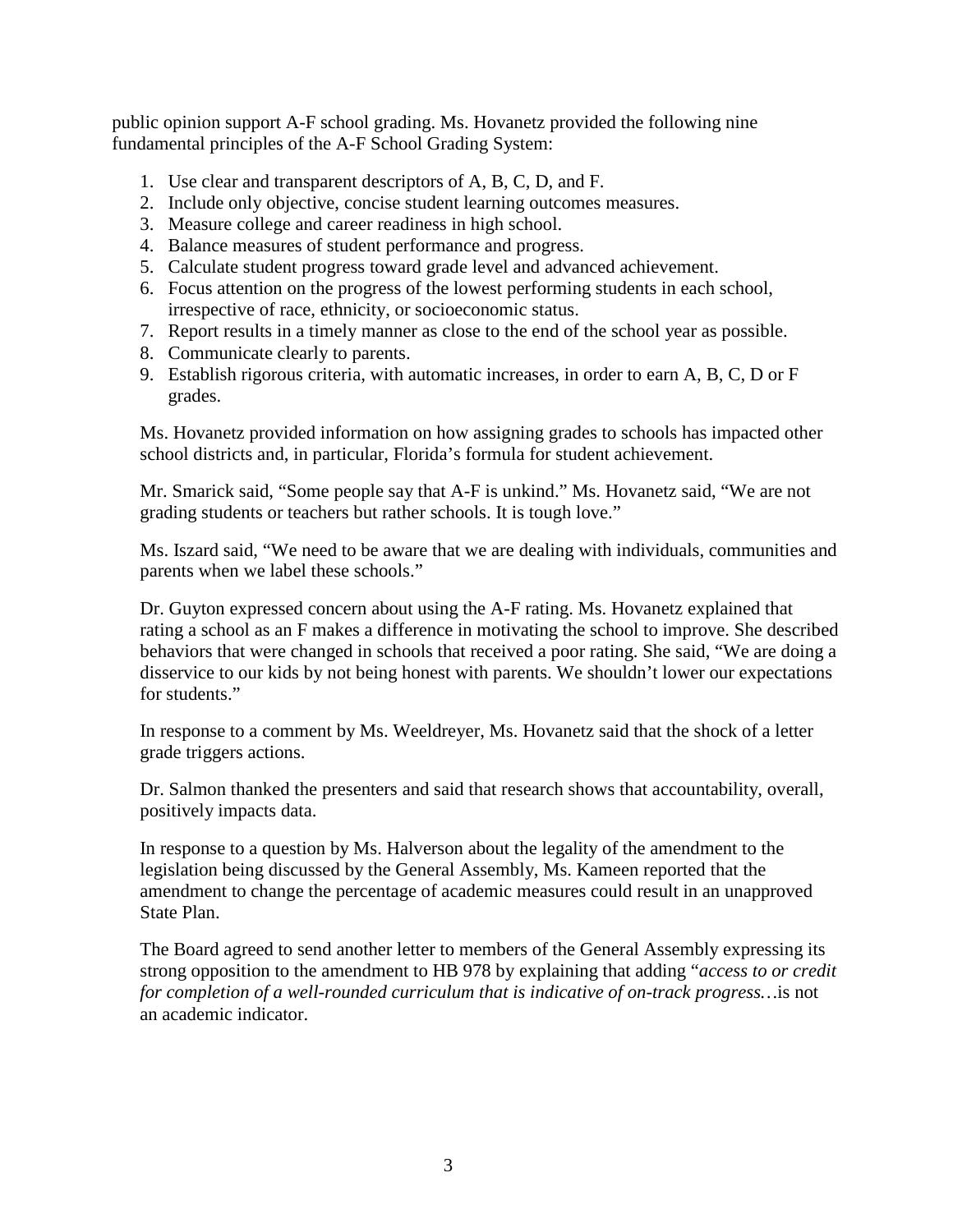public opinion support A-F school grading. Ms. Hovanetz provided the following nine fundamental principles of the A-F School Grading System:

1. Use clear and transparent descriptors of A, B, C, D, and F.
2. Include only objective, concise student learning outcomes measures.
3. Measure college and career readiness in high school.
4. Balance measures of student performance and progress.
5. Calculate student progress toward grade level and advanced achievement.
6. Focus attention on the progress of the lowest performing students in each school, irrespective of race, ethnicity, or socioeconomic status.
7. Report results in a timely manner as close to the end of the school year as possible.
8. Communicate clearly to parents.
9. Establish rigorous criteria, with automatic increases, in order to earn A, B, C, D or F grades.

Ms. Hovanetz provided information on how assigning grades to schools has impacted other school districts and, in particular, Florida's formula for student achievement.

Mr. Smarick said, "Some people say that A-F is unkind." Ms. Hovanetz said, "We are not grading students or teachers but rather schools. It is tough love."

Ms. Iszard said, "We need to be aware that we are dealing with individuals, communities and parents when we label these schools."

Dr. Guyton expressed concern about using the A-F rating. Ms. Hovanetz explained that rating a school as an F makes a difference in motivating the school to improve. She described behaviors that were changed in schools that received a poor rating. She said, "We are doing a disservice to our kids by not being honest with parents. We shouldn't lower our expectations for students."

In response to a comment by Ms. Weeldreyer, Ms. Hovanetz said that the shock of a letter grade triggers actions.

Dr. Salmon thanked the presenters and said that research shows that accountability, overall, positively impacts data.

In response to a question by Ms. Halverson about the legality of the amendment to the legislation being discussed by the General Assembly, Ms. Kameen reported that the amendment to change the percentage of academic measures could result in an unapproved State Plan.

The Board agreed to send another letter to members of the General Assembly expressing its strong opposition to the amendment to HB 978 by explaining that adding "*access to or credit for completion of a well-rounded curriculum that is indicative of on-track progress…*is not an academic indicator.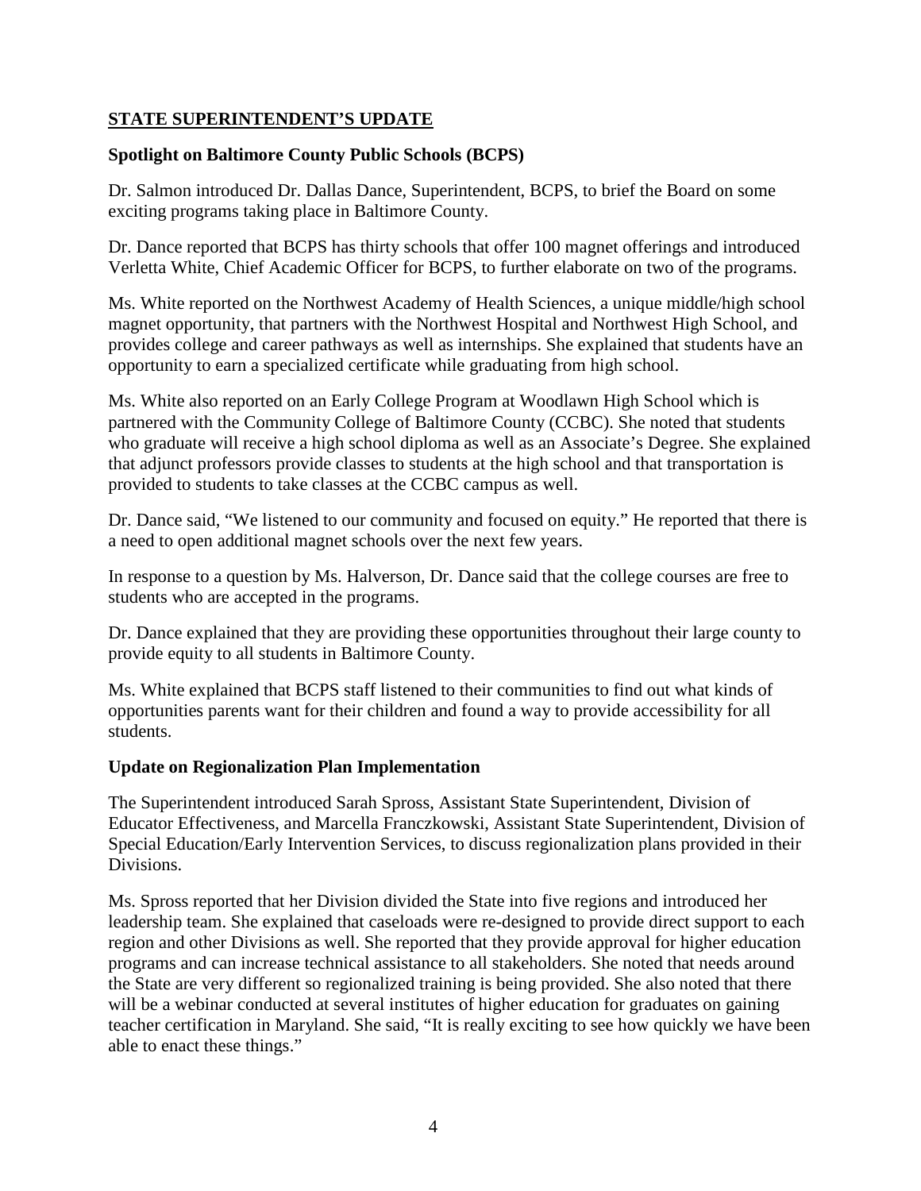## STATE SUPERINTENDENT'S UPDATE

### Spotlight on Baltimore County Public Schools (BCPS)

Dr. Salmon introduced Dr. Dallas Dance, Superintendent, BCPS, to brief the Board on some exciting programs taking place in Baltimore County.

Dr. Dance reported that BCPS has thirty schools that offer 100 magnet offerings and introduced Verletta White, Chief Academic Officer for BCPS, to further elaborate on two of the programs.

Ms. White reported on the Northwest Academy of Health Sciences, a unique middle/high school magnet opportunity, that partners with the Northwest Hospital and Northwest High School, and provides college and career pathways as well as internships. She explained that students have an opportunity to earn a specialized certificate while graduating from high school.

Ms. White also reported on an Early College Program at Woodlawn High School which is partnered with the Community College of Baltimore County (CCBC). She noted that students who graduate will receive a high school diploma as well as an Associate's Degree. She explained that adjunct professors provide classes to students at the high school and that transportation is provided to students to take classes at the CCBC campus as well.

Dr. Dance said, "We listened to our community and focused on equity." He reported that there is a need to open additional magnet schools over the next few years.

In response to a question by Ms. Halverson, Dr. Dance said that the college courses are free to students who are accepted in the programs.

Dr. Dance explained that they are providing these opportunities throughout their large county to provide equity to all students in Baltimore County.

Ms. White explained that BCPS staff listened to their communities to find out what kinds of opportunities parents want for their children and found a way to provide accessibility for all students.

### Update on Regionalization Plan Implementation

The Superintendent introduced Sarah Spross, Assistant State Superintendent, Division of Educator Effectiveness, and Marcella Franczkowski, Assistant State Superintendent, Division of Special Education/Early Intervention Services, to discuss regionalization plans provided in their Divisions.

Ms. Spross reported that her Division divided the State into five regions and introduced her leadership team. She explained that caseloads were re-designed to provide direct support to each region and other Divisions as well. She reported that they provide approval for higher education programs and can increase technical assistance to all stakeholders. She noted that needs around the State are very different so regionalized training is being provided. She also noted that there will be a webinar conducted at several institutes of higher education for graduates on gaining teacher certification in Maryland. She said, "It is really exciting to see how quickly we have been able to enact these things."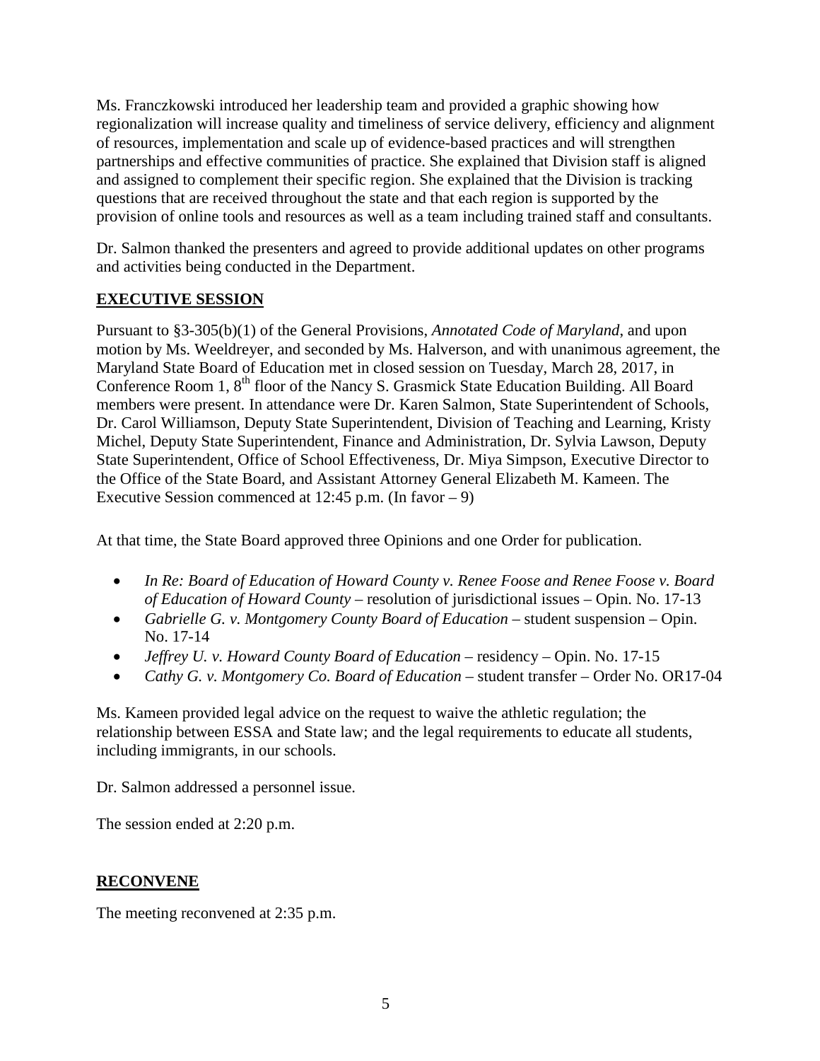Ms. Franczkowski introduced her leadership team and provided a graphic showing how regionalization will increase quality and timeliness of service delivery, efficiency and alignment of resources, implementation and scale up of evidence-based practices and will strengthen partnerships and effective communities of practice. She explained that Division staff is aligned and assigned to complement their specific region. She explained that the Division is tracking questions that are received throughout the state and that each region is supported by the provision of online tools and resources as well as a team including trained staff and consultants.

Dr. Salmon thanked the presenters and agreed to provide additional updates on other programs and activities being conducted in the Department.

## EXECUTIVE SESSION

Pursuant to §3-305(b)(1) of the General Provisions, *Annotated Code of Maryland*, and upon motion by Ms. Weeldreyer, and seconded by Ms. Halverson, and with unanimous agreement, the Maryland State Board of Education met in closed session on Tuesday, March 28, 2017, in Conference Room 1, 8th floor of the Nancy S. Grasmick State Education Building. All Board members were present. In attendance were Dr. Karen Salmon, State Superintendent of Schools, Dr. Carol Williamson, Deputy State Superintendent, Division of Teaching and Learning, Kristy Michel, Deputy State Superintendent, Finance and Administration, Dr. Sylvia Lawson, Deputy State Superintendent, Office of School Effectiveness, Dr. Miya Simpson, Executive Director to the Office of the State Board, and Assistant Attorney General Elizabeth M. Kameen. The Executive Session commenced at 12:45 p.m. (In favor – 9)

At that time, the State Board approved three Opinions and one Order for publication.

- *In Re: Board of Education of Howard County v. Renee Foose and Renee Foose v. Board of Education of Howard County* – resolution of jurisdictional issues – Opin. No. 17-13
- *Gabrielle G. v. Montgomery County Board of Education* – student suspension – Opin. No. 17-14
- *Jeffrey U. v. Howard County Board of Education* – residency – Opin. No. 17-15
- *Cathy G. v. Montgomery Co. Board of Education* – student transfer – Order No. OR17-04

Ms. Kameen provided legal advice on the request to waive the athletic regulation; the relationship between ESSA and State law; and the legal requirements to educate all students, including immigrants, in our schools.

Dr. Salmon addressed a personnel issue.

The session ended at 2:20 p.m.

## RECONVENE

The meeting reconvened at 2:35 p.m.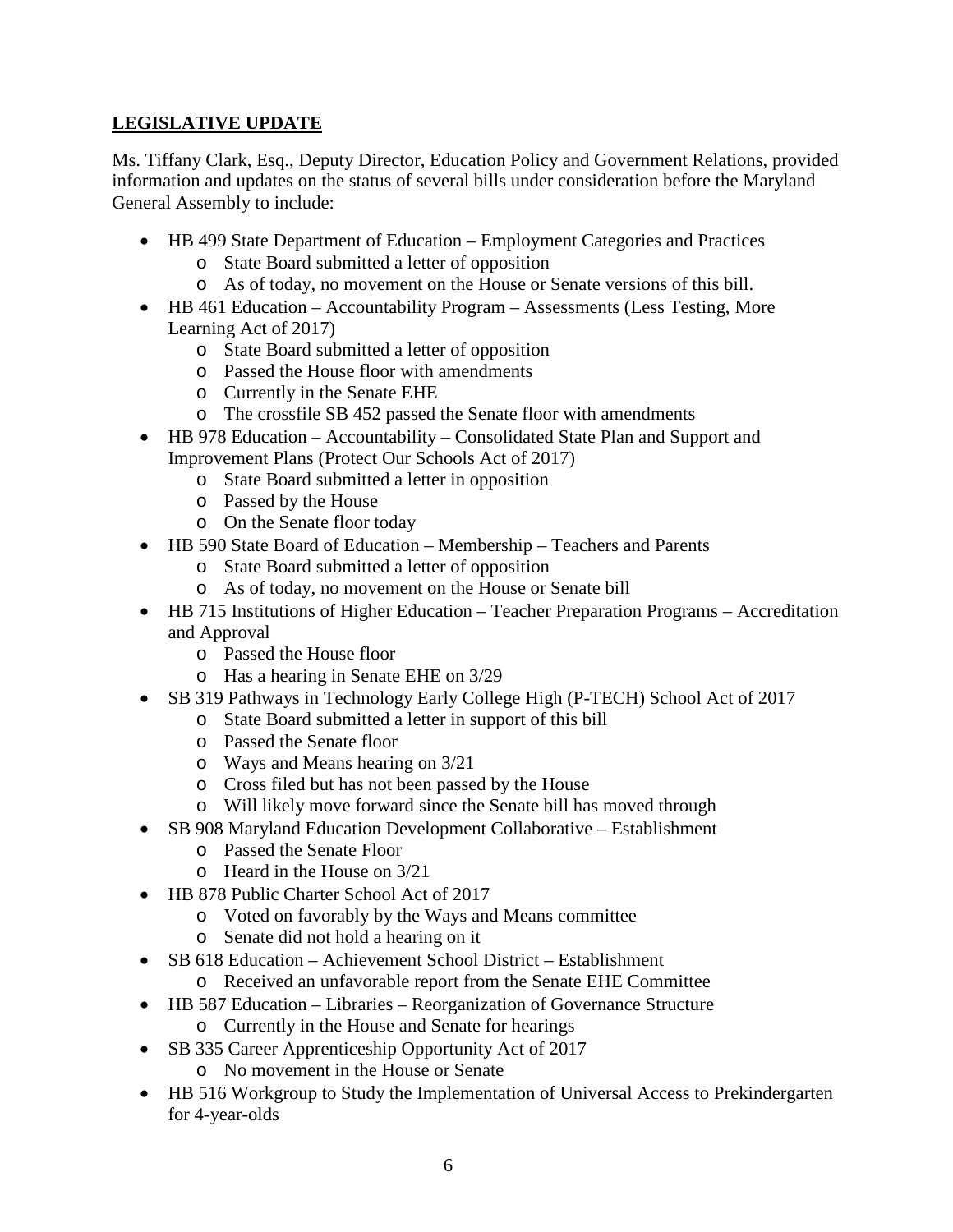## **LEGISLATIVE UPDATE**

Ms. Tiffany Clark, Esq., Deputy Director, Education Policy and Government Relations, provided information and updates on the status of several bills under consideration before the Maryland General Assembly to include:

- HB 499 State Department of Education – Employment Categories and Practices
  - State Board submitted a letter of opposition
  - As of today, no movement on the House or Senate versions of this bill.
- HB 461 Education – Accountability Program – Assessments (Less Testing, More Learning Act of 2017)
  - State Board submitted a letter of opposition
  - Passed the House floor with amendments
  - Currently in the Senate EHE
  - The crossfile SB 452 passed the Senate floor with amendments
- HB 978 Education – Accountability – Consolidated State Plan and Support and Improvement Plans (Protect Our Schools Act of 2017)
  - State Board submitted a letter in opposition
  - Passed by the House
  - On the Senate floor today
- HB 590 State Board of Education – Membership – Teachers and Parents
  - State Board submitted a letter of opposition
  - As of today, no movement on the House or Senate bill
- HB 715 Institutions of Higher Education – Teacher Preparation Programs – Accreditation and Approval
  - Passed the House floor
  - Has a hearing in Senate EHE on 3/29
- SB 319 Pathways in Technology Early College High (P-TECH) School Act of 2017
  - State Board submitted a letter in support of this bill
  - Passed the Senate floor
  - Ways and Means hearing on 3/21
  - Cross filed but has not been passed by the House
  - Will likely move forward since the Senate bill has moved through
- SB 908 Maryland Education Development Collaborative – Establishment
  - Passed the Senate Floor
  - Heard in the House on 3/21
- HB 878 Public Charter School Act of 2017
  - Voted on favorably by the Ways and Means committee
  - Senate did not hold a hearing on it
- SB 618 Education – Achievement School District – Establishment
  - Received an unfavorable report from the Senate EHE Committee
- HB 587 Education – Libraries – Reorganization of Governance Structure
  - Currently in the House and Senate for hearings
- SB 335 Career Apprenticeship Opportunity Act of 2017
  - No movement in the House or Senate
- HB 516 Workgroup to Study the Implementation of Universal Access to Prekindergarten for 4-year-olds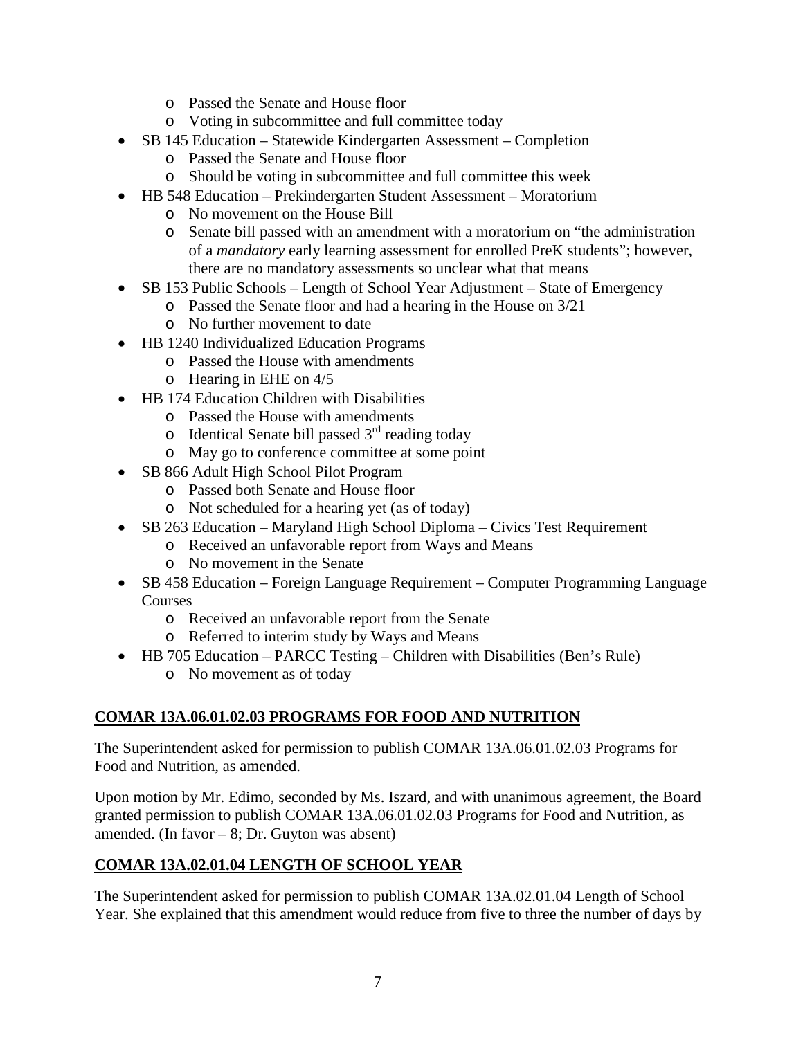- Passed the Senate and House floor
  - Voting in subcommittee and full committee today
- SB 145 Education – Statewide Kindergarten Assessment – Completion
  - Passed the Senate and House floor
  - Should be voting in subcommittee and full committee this week
- HB 548 Education – Prekindergarten Student Assessment – Moratorium
  - No movement on the House Bill
  - Senate bill passed with an amendment with a moratorium on "the administration of a *mandatory* early learning assessment for enrolled PreK students"; however, there are no mandatory assessments so unclear what that means
- SB 153 Public Schools – Length of School Year Adjustment – State of Emergency
  - Passed the Senate floor and had a hearing in the House on 3/21
  - No further movement to date
- HB 1240 Individualized Education Programs
  - Passed the House with amendments
  - Hearing in EHE on 4/5
- HB 174 Education Children with Disabilities
  - Passed the House with amendments
  - Identical Senate bill passed 3rd reading today
  - May go to conference committee at some point
- SB 866 Adult High School Pilot Program
  - Passed both Senate and House floor
  - Not scheduled for a hearing yet (as of today)
- SB 263 Education – Maryland High School Diploma – Civics Test Requirement
  - Received an unfavorable report from Ways and Means
  - No movement in the Senate
- SB 458 Education – Foreign Language Requirement – Computer Programming Language Courses
  - Received an unfavorable report from the Senate
  - Referred to interim study by Ways and Means
- HB 705 Education – PARCC Testing – Children with Disabilities (Ben's Rule)
  - No movement as of today

## COMAR 13A.06.01.02.03 PROGRAMS FOR FOOD AND NUTRITION

The Superintendent asked for permission to publish COMAR 13A.06.01.02.03 Programs for Food and Nutrition, as amended.

Upon motion by Mr. Edimo, seconded by Ms. Iszard, and with unanimous agreement, the Board granted permission to publish COMAR 13A.06.01.02.03 Programs for Food and Nutrition, as amended. (In favor – 8; Dr. Guyton was absent)

## COMAR 13A.02.01.04 LENGTH OF SCHOOL YEAR

The Superintendent asked for permission to publish COMAR 13A.02.01.04 Length of School Year. She explained that this amendment would reduce from five to three the number of days by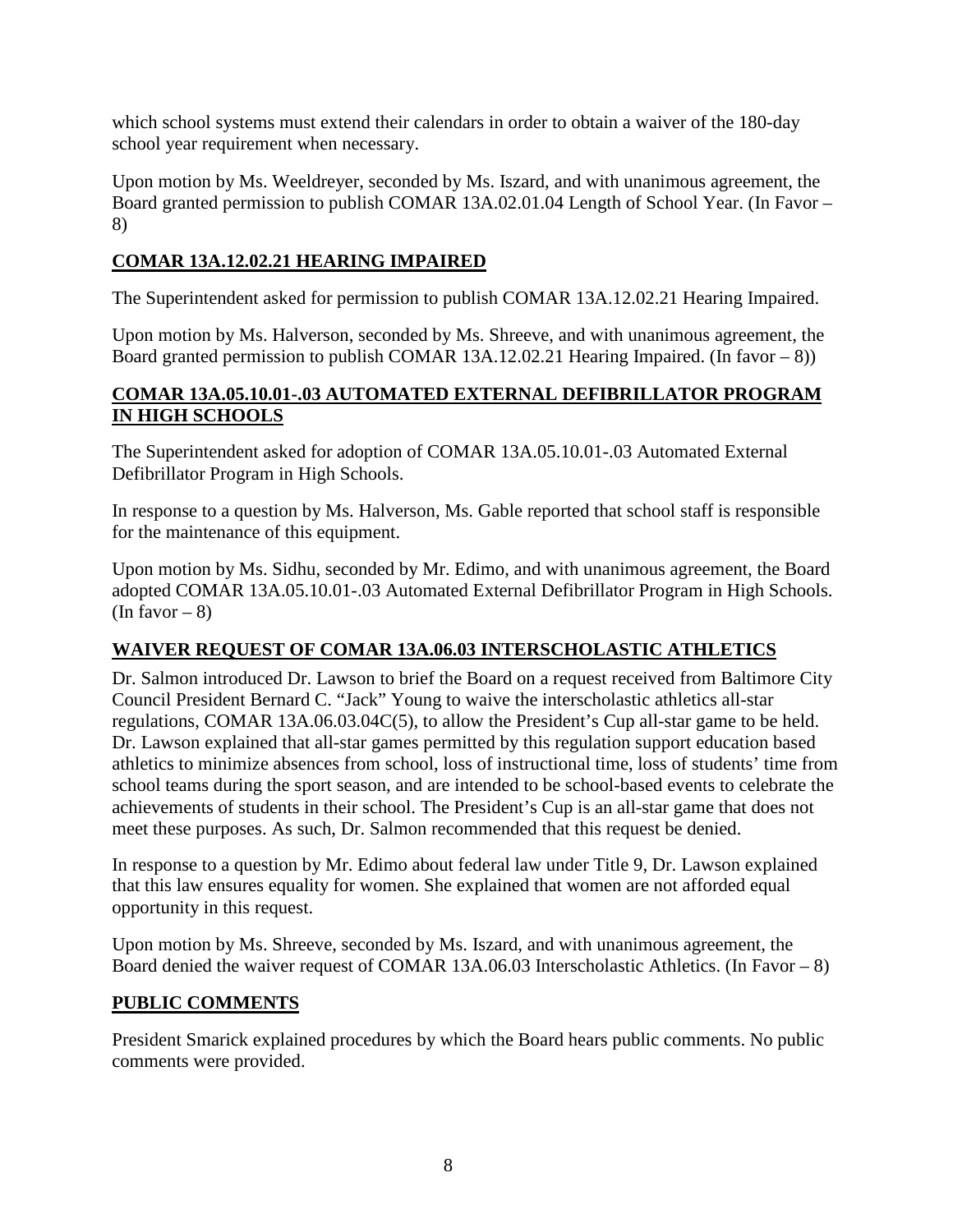which school systems must extend their calendars in order to obtain a waiver of the 180-day school year requirement when necessary.

Upon motion by Ms. Weeldreyer, seconded by Ms. Iszard, and with unanimous agreement, the Board granted permission to publish COMAR 13A.02.01.04 Length of School Year. (In Favor – 8)

## COMAR 13A.12.02.21 HEARING IMPAIRED

The Superintendent asked for permission to publish COMAR 13A.12.02.21 Hearing Impaired.

Upon motion by Ms. Halverson, seconded by Ms. Shreeve, and with unanimous agreement, the Board granted permission to publish COMAR 13A.12.02.21 Hearing Impaired. (In favor – 8))

## COMAR 13A.05.10.01-.03 AUTOMATED EXTERNAL DEFIBRILLATOR PROGRAM IN HIGH SCHOOLS

The Superintendent asked for adoption of COMAR 13A.05.10.01-.03 Automated External Defibrillator Program in High Schools.

In response to a question by Ms. Halverson, Ms. Gable reported that school staff is responsible for the maintenance of this equipment.

Upon motion by Ms. Sidhu, seconded by Mr. Edimo, and with unanimous agreement, the Board adopted COMAR 13A.05.10.01-.03 Automated External Defibrillator Program in High Schools. (In favor – 8)

## WAIVER REQUEST OF COMAR 13A.06.03 INTERSCHOLASTIC ATHLETICS

Dr. Salmon introduced Dr. Lawson to brief the Board on a request received from Baltimore City Council President Bernard C. "Jack" Young to waive the interscholastic athletics all-star regulations, COMAR 13A.06.03.04C(5), to allow the President's Cup all-star game to be held. Dr. Lawson explained that all-star games permitted by this regulation support education based athletics to minimize absences from school, loss of instructional time, loss of students' time from school teams during the sport season, and are intended to be school-based events to celebrate the achievements of students in their school. The President's Cup is an all-star game that does not meet these purposes. As such, Dr. Salmon recommended that this request be denied.

In response to a question by Mr. Edimo about federal law under Title 9, Dr. Lawson explained that this law ensures equality for women. She explained that women are not afforded equal opportunity in this request.

Upon motion by Ms. Shreeve, seconded by Ms. Iszard, and with unanimous agreement, the Board denied the waiver request of COMAR 13A.06.03 Interscholastic Athletics. (In Favor – 8)

## PUBLIC COMMENTS

President Smarick explained procedures by which the Board hears public comments. No public comments were provided.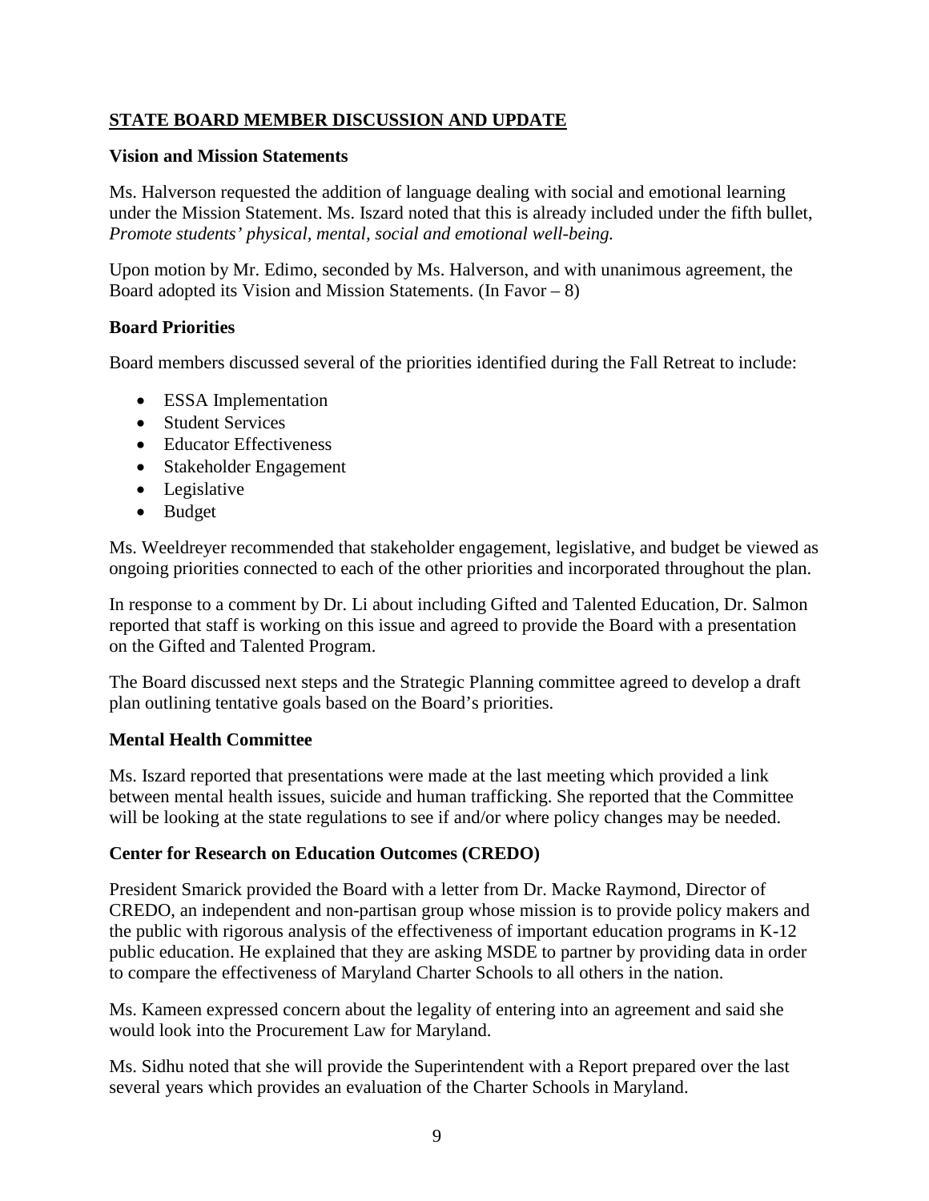## STATE BOARD MEMBER DISCUSSION AND UPDATE

### Vision and Mission Statements

Ms. Halverson requested the addition of language dealing with social and emotional learning under the Mission Statement. Ms. Iszard noted that this is already included under the fifth bullet, *Promote students' physical, mental, social and emotional well-being.*

Upon motion by Mr. Edimo, seconded by Ms. Halverson, and with unanimous agreement, the Board adopted its Vision and Mission Statements. (In Favor – 8)

### Board Priorities

Board members discussed several of the priorities identified during the Fall Retreat to include:

- ESSA Implementation
- Student Services
- Educator Effectiveness
- Stakeholder Engagement
- Legislative
- Budget

Ms. Weeldreyer recommended that stakeholder engagement, legislative, and budget be viewed as ongoing priorities connected to each of the other priorities and incorporated throughout the plan.

In response to a comment by Dr. Li about including Gifted and Talented Education, Dr. Salmon reported that staff is working on this issue and agreed to provide the Board with a presentation on the Gifted and Talented Program.

The Board discussed next steps and the Strategic Planning committee agreed to develop a draft plan outlining tentative goals based on the Board's priorities.

### Mental Health Committee

Ms. Iszard reported that presentations were made at the last meeting which provided a link between mental health issues, suicide and human trafficking. She reported that the Committee will be looking at the state regulations to see if and/or where policy changes may be needed.

### Center for Research on Education Outcomes (CREDO)

President Smarick provided the Board with a letter from Dr. Macke Raymond, Director of CREDO, an independent and non-partisan group whose mission is to provide policy makers and the public with rigorous analysis of the effectiveness of important education programs in K-12 public education. He explained that they are asking MSDE to partner by providing data in order to compare the effectiveness of Maryland Charter Schools to all others in the nation.

Ms. Kameen expressed concern about the legality of entering into an agreement and said she would look into the Procurement Law for Maryland.

Ms. Sidhu noted that she will provide the Superintendent with a Report prepared over the last several years which provides an evaluation of the Charter Schools in Maryland.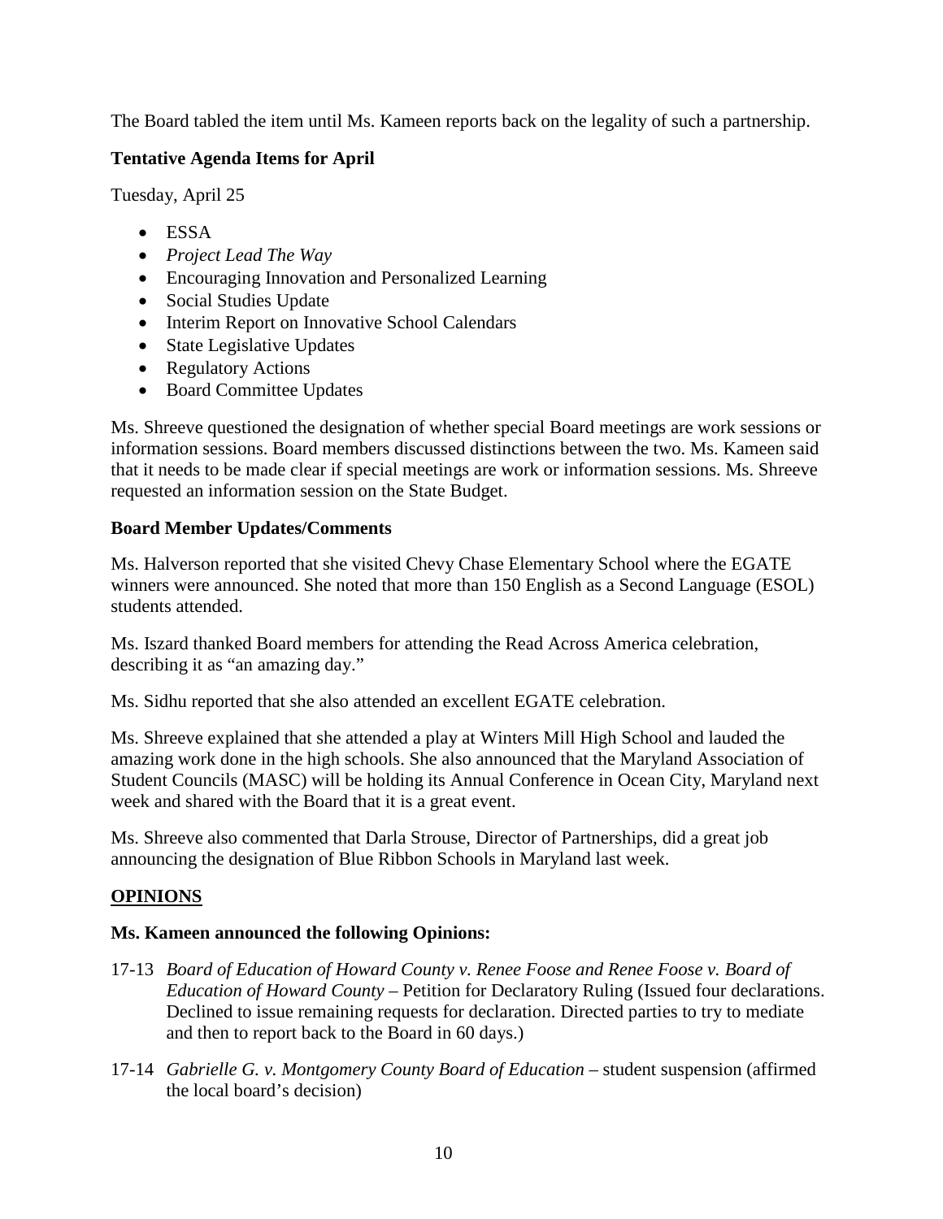The Board tabled the item until Ms. Kameen reports back on the legality of such a partnership.

**Tentative Agenda Items for April**

Tuesday, April 25

- ESSA
- *Project Lead The Way*
- Encouraging Innovation and Personalized Learning
- Social Studies Update
- Interim Report on Innovative School Calendars
- State Legislative Updates
- Regulatory Actions
- Board Committee Updates

Ms. Shreeve questioned the designation of whether special Board meetings are work sessions or information sessions. Board members discussed distinctions between the two. Ms. Kameen said that it needs to be made clear if special meetings are work or information sessions. Ms. Shreeve requested an information session on the State Budget.

**Board Member Updates/Comments**

Ms. Halverson reported that she visited Chevy Chase Elementary School where the EGATE winners were announced. She noted that more than 150 English as a Second Language (ESOL) students attended.

Ms. Iszard thanked Board members for attending the Read Across America celebration, describing it as "an amazing day."

Ms. Sidhu reported that she also attended an excellent EGATE celebration.

Ms. Shreeve explained that she attended a play at Winters Mill High School and lauded the amazing work done in the high schools. She also announced that the Maryland Association of Student Councils (MASC) will be holding its Annual Conference in Ocean City, Maryland next week and shared with the Board that it is a great event.

Ms. Shreeve also commented that Darla Strouse, Director of Partnerships, did a great job announcing the designation of Blue Ribbon Schools in Maryland last week.

## OPINIONS

**Ms. Kameen announced the following Opinions:**

17-13 *Board of Education of Howard County v. Renee Foose and Renee Foose v. Board of Education of Howard County* – Petition for Declaratory Ruling (Issued four declarations. Declined to issue remaining requests for declaration. Directed parties to try to mediate and then to report back to the Board in 60 days.)

17-14 *Gabrielle G. v. Montgomery County Board of Education* – student suspension (affirmed the local board's decision)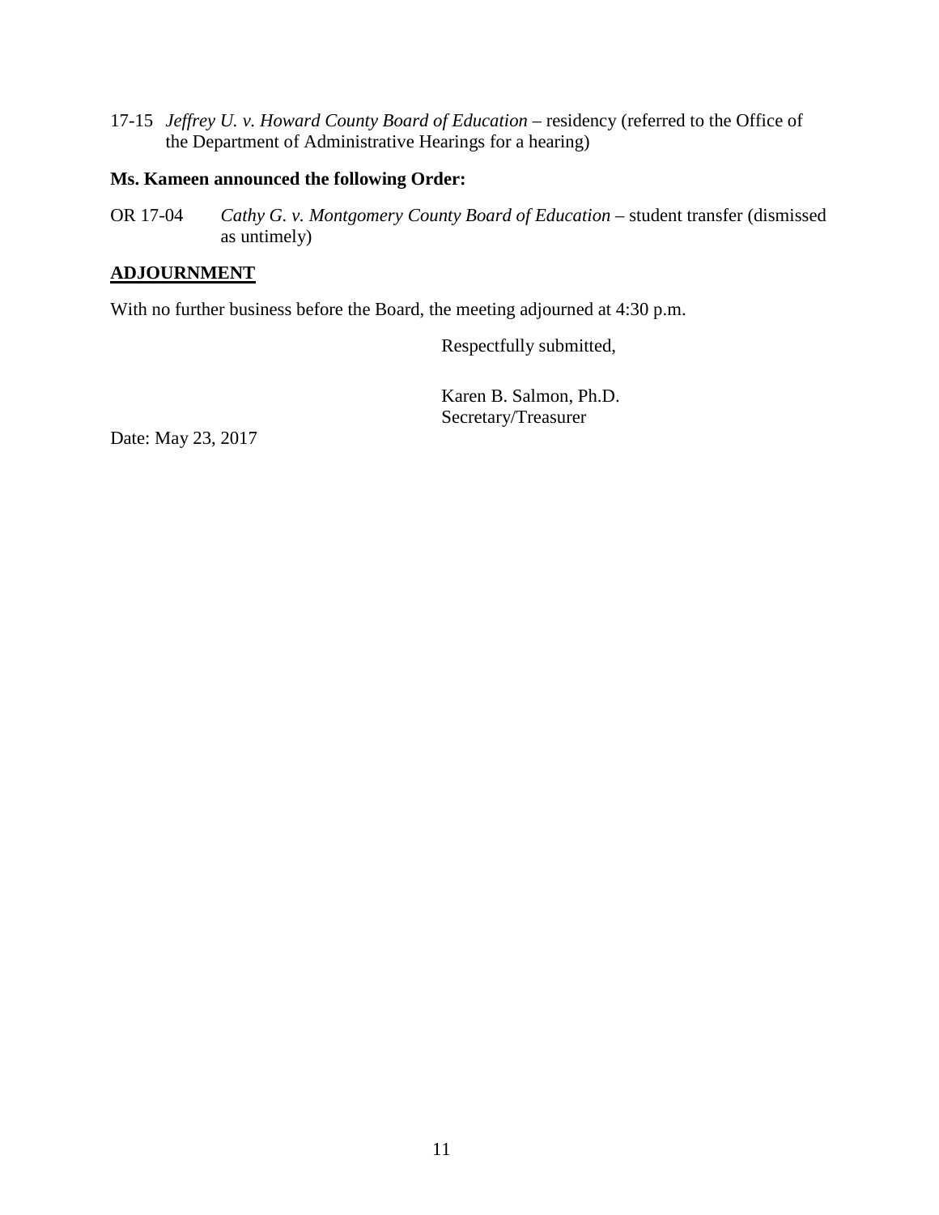17-15 *Jeffrey U. v. Howard County Board of Education* – residency (referred to the Office of the Department of Administrative Hearings for a hearing)

**Ms. Kameen announced the following Order:**

OR 17-04 *Cathy G. v. Montgomery County Board of Education* – student transfer (dismissed as untimely)

## ADJOURNMENT

With no further business before the Board, the meeting adjourned at 4:30 p.m.

Respectfully submitted,

Karen B. Salmon, Ph.D.
Secretary/Treasurer

Date: May 23, 2017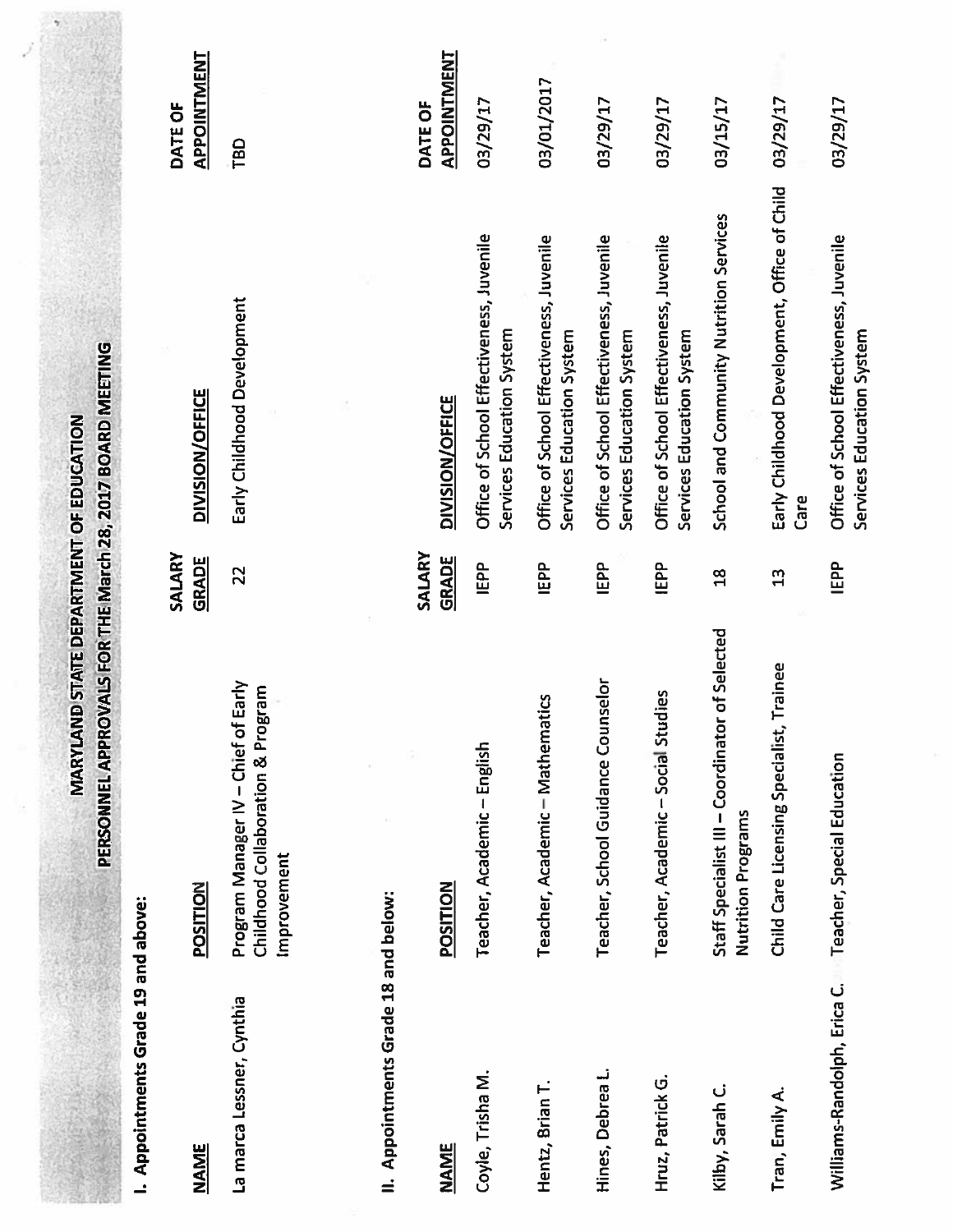# MARYLAND STATE DEPARTMENT OF EDUCATION
## PERSONNEL APPROVALS FOR THE March 28, 2017 BOARD MEETING

### I. Appointments Grade 19 and above:

| NAME | POSITION | SALARY GRADE | DIVISION/OFFICE | DATE OF APPOINTMENT |
|---|---|---|---|---|
| La marca Lessner, Cynthia | Program Manager IV – Chief of Early Childhood Collaboration & Program Improvement | 22 | Early Childhood Development | TBD |

### II. Appointments Grade 18 and below:

| NAME | POSITION | SALARY GRADE | DIVISION/OFFICE | DATE OF APPOINTMENT |
|---|---|---|---|---|
| Coyle, Trisha M. | Teacher, Academic – English | IEPP | Office of School Effectiveness, Juvenile Services Education System | 03/29/17 |
| Hentz, Brian T. | Teacher, Academic – Mathematics | IEPP | Office of School Effectiveness, Juvenile Services Education System | 03/01/2017 |
| Hines, Debrea L. | Teacher, School Guidance Counselor | IEPP | Office of School Effectiveness, Juvenile Services Education System | 03/29/17 |
| Hruz, Patrick G. | Teacher, Academic – Social Studies | IEPP | Office of School Effectiveness, Juvenile Services Education System | 03/29/17 |
| Kilby, Sarah C. | Staff Specialist III – Coordinator of Selected Nutrition Programs | 18 | School and Community Nutrition Services | 03/15/17 |
| Tran, Emily A. | Child Care Licensing Specialist, Trainee | 13 | Early Childhood Development, Office of Child Care | 03/29/17 |
| Williams-Randolph, Erica C. | Teacher, Special Education | IEPP | Office of School Effectiveness, Juvenile Services Education System | 03/29/17 |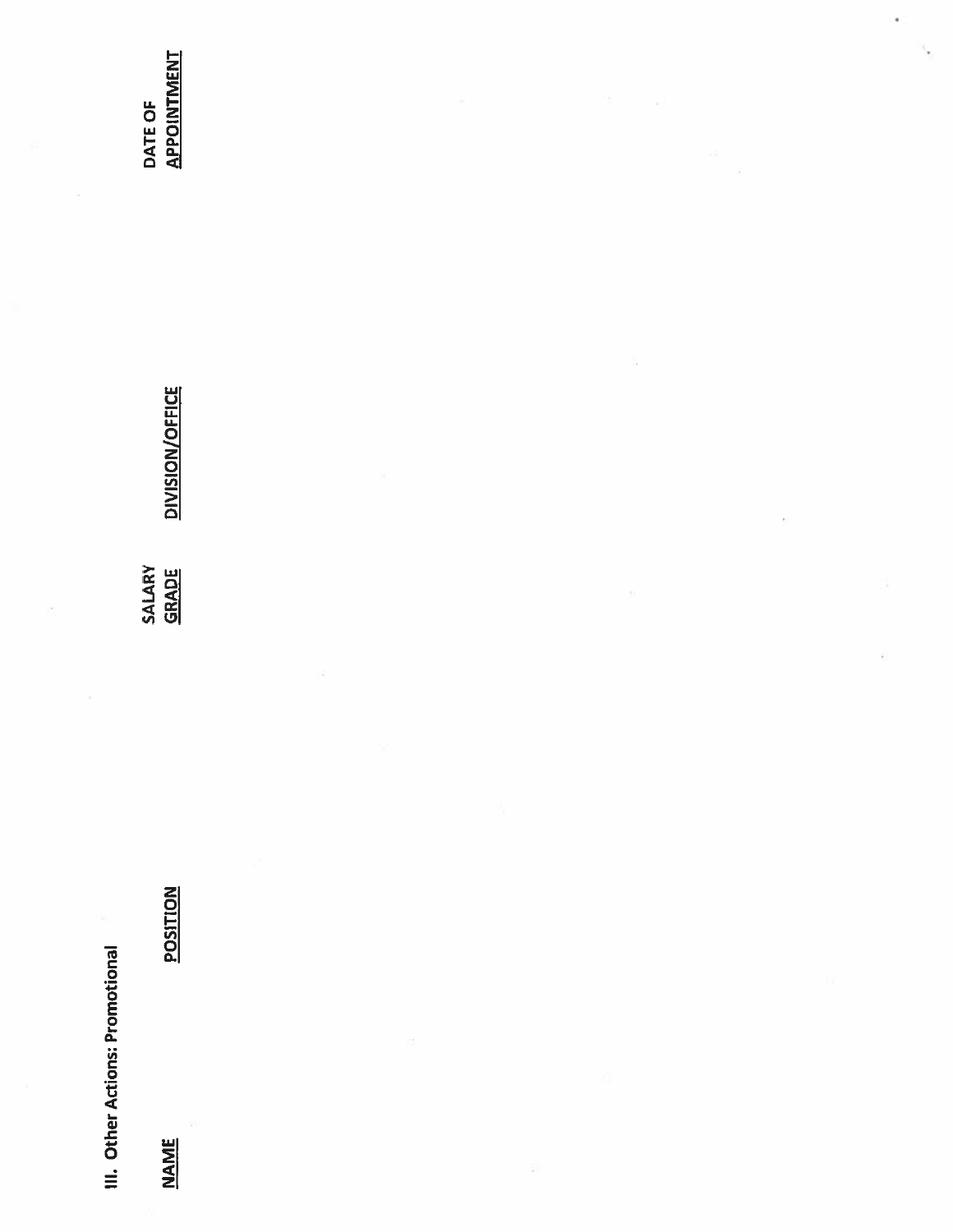## III. Other Actions: Promotional

| NAME | POSITION | SALARY GRADE | DIVISION/OFFICE | DATE OF APPOINTMENT |
|---|---|---|---|---|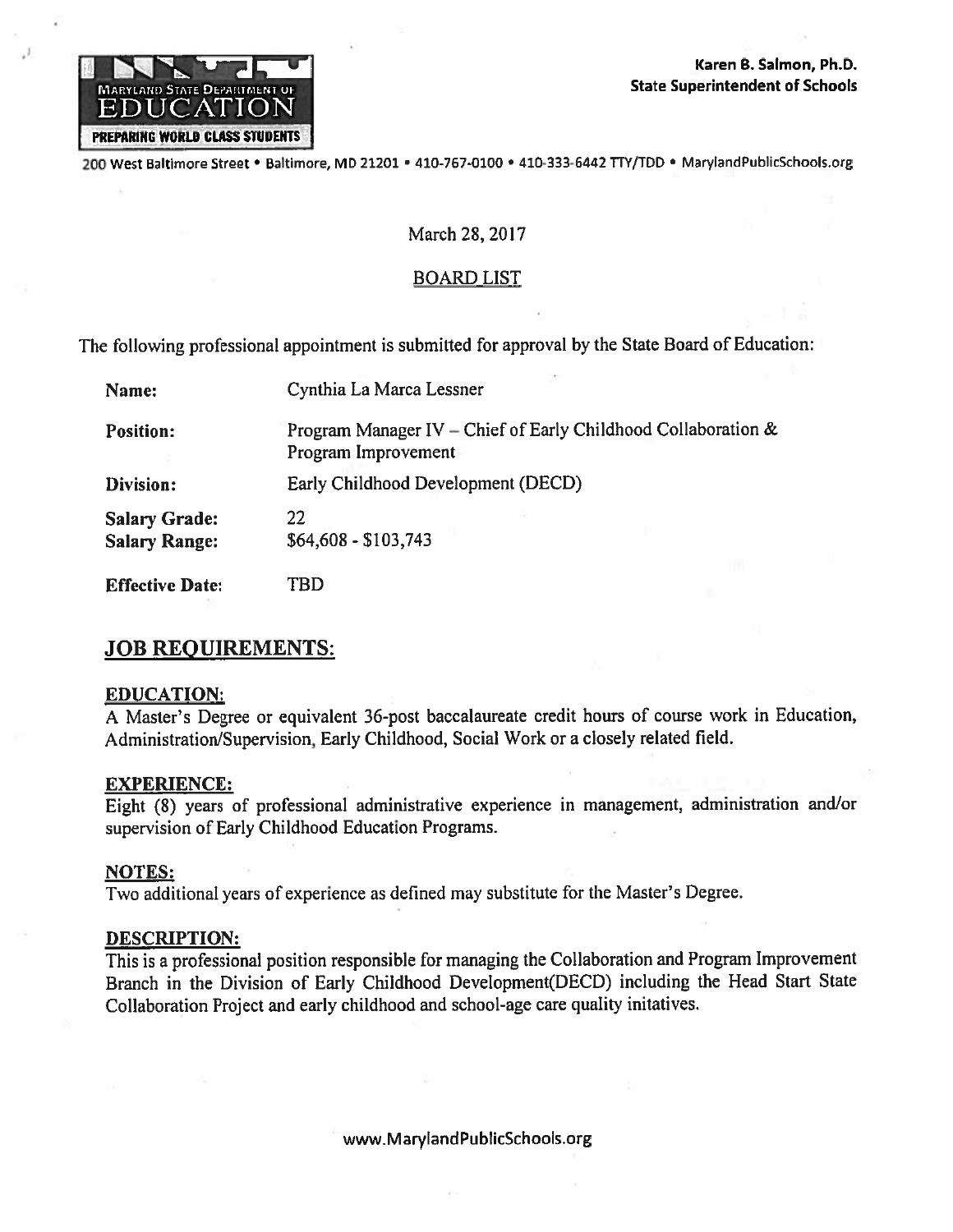MARYLAND STATE DEPARTMENT OF EDUCATION

PREPARING WORLD CLASS STUDENTS

**Karen B. Salmon, Ph.D.**
**State Superintendent of Schools**

200 West Baltimore Street • Baltimore, MD 21201 • 410-767-0100 • 410-333-6442 TTY/TDD • MarylandPublicSchools.org

March 28, 2017

BOARD LIST

The following professional appointment is submitted for approval by the State Board of Education:

**Name:** Cynthia La Marca Lessner

**Position:** Program Manager IV – Chief of Early Childhood Collaboration & Program Improvement

**Division:** Early Childhood Development (DECD)

**Salary Grade:** 22
**Salary Range:** $64,608 - $103,743

**Effective Date:** TBD

## JOB REQUIREMENTS:

### EDUCATION:

A Master's Degree or equivalent 36-post baccalaureate credit hours of course work in Education, Administration/Supervision, Early Childhood, Social Work or a closely related field.

### EXPERIENCE:

Eight (8) years of professional administrative experience in management, administration and/or supervision of Early Childhood Education Programs.

### NOTES:

Two additional years of experience as defined may substitute for the Master's Degree.

### DESCRIPTION:

This is a professional position responsible for managing the Collaboration and Program Improvement Branch in the Division of Early Childhood Development(DECD) including the Head Start State Collaboration Project and early childhood and school-age care quality initatives.

www.MarylandPublicSchools.org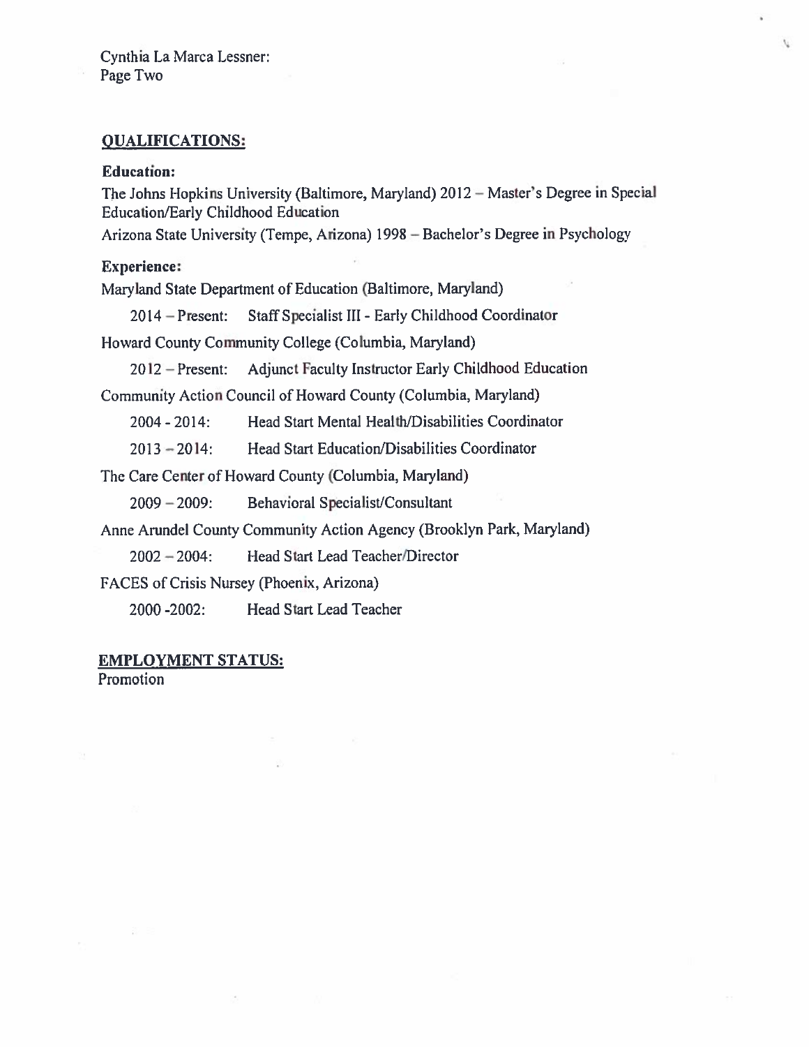Cynthia La Marca Lessner:
Page Two

## QUALIFICATIONS:

**Education:**

The Johns Hopkins University (Baltimore, Maryland) 2012 – Master's Degree in Special Education/Early Childhood Education

Arizona State University (Tempe, Arizona) 1998 – Bachelor's Degree in Psychology

**Experience:**

Maryland State Department of Education (Baltimore, Maryland)

2014 – Present: Staff Specialist III - Early Childhood Coordinator

Howard County Community College (Columbia, Maryland)

2012 – Present: Adjunct Faculty Instructor Early Childhood Education

Community Action Council of Howard County (Columbia, Maryland)

2004 - 2014: Head Start Mental Health/Disabilities Coordinator

2013 – 2014: Head Start Education/Disabilities Coordinator

The Care Center of Howard County (Columbia, Maryland)

2009 – 2009: Behavioral Specialist/Consultant

Anne Arundel County Community Action Agency (Brooklyn Park, Maryland)

2002 – 2004: Head Start Lead Teacher/Director

FACES of Crisis Nursey (Phoenix, Arizona)

2000 -2002: Head Start Lead Teacher

## EMPLOYMENT STATUS:

Promotion